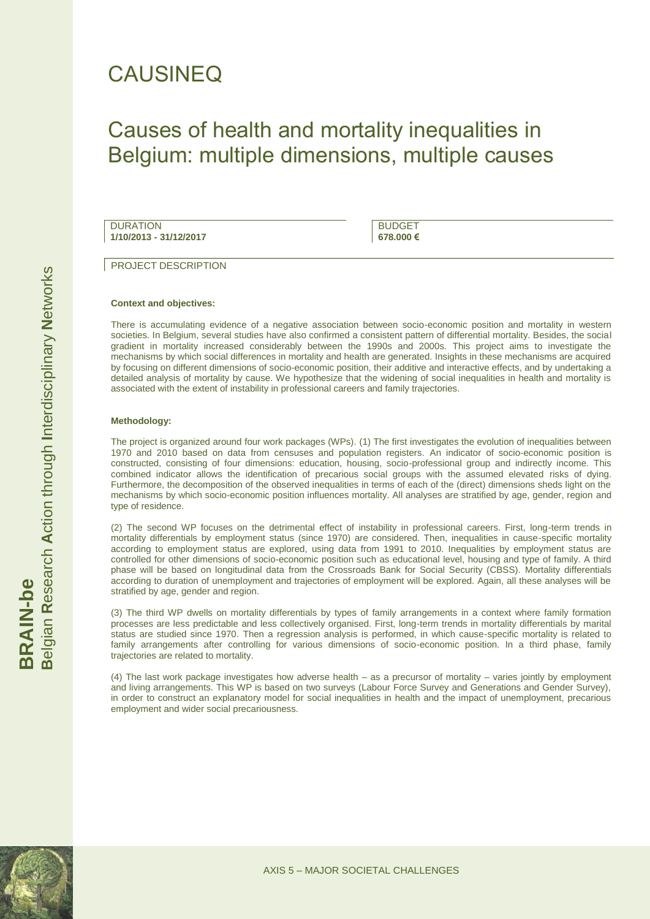# CAUSINEQ

## Causes of health and mortality inequalities in Belgium: multiple dimensions, multiple causes

| DURATION | BUDGET |
| --- | --- |
| **1/10/2013 - 31/12/2017** | **678.000 €** |

PROJECT DESCRIPTION

**Context and objectives:**

There is accumulating evidence of a negative association between socio-economic position and mortality in western societies. In Belgium, several studies have also confirmed a consistent pattern of differential mortality. Besides, the social gradient in mortality increased considerably between the 1990s and 2000s. This project aims to investigate the mechanisms by which social differences in mortality and health are generated. Insights in these mechanisms are acquired by focusing on different dimensions of socio-economic position, their additive and interactive effects, and by undertaking a detailed analysis of mortality by cause. We hypothesize that the widening of social inequalities in health and mortality is associated with the extent of instability in professional careers and family trajectories.

**Methodology:**

The project is organized around four work packages (WPs). (1) The first investigates the evolution of inequalities between 1970 and 2010 based on data from censuses and population registers. An indicator of socio-economic position is constructed, consisting of four dimensions: education, housing, socio-professional group and indirectly income. This combined indicator allows the identification of precarious social groups with the assumed elevated risks of dying. Furthermore, the decomposition of the observed inequalities in terms of each of the (direct) dimensions sheds light on the mechanisms by which socio-economic position influences mortality. All analyses are stratified by age, gender, region and type of residence.

(2) The second WP focuses on the detrimental effect of instability in professional careers. First, long-term trends in mortality differentials by employment status (since 1970) are considered. Then, inequalities in cause-specific mortality according to employment status are explored, using data from 1991 to 2010. Inequalities by employment status are controlled for other dimensions of socio-economic position such as educational level, housing and type of family. A third phase will be based on longitudinal data from the Crossroads Bank for Social Security (CBSS). Mortality differentials according to duration of unemployment and trajectories of employment will be explored. Again, all these analyses will be stratified by age, gender and region.

(3) The third WP dwells on mortality differentials by types of family arrangements in a context where family formation processes are less predictable and less collectively organised. First, long-term trends in mortality differentials by marital status are studied since 1970. Then a regression analysis is performed, in which cause-specific mortality is related to family arrangements after controlling for various dimensions of socio-economic position. In a third phase, family trajectories are related to mortality.

(4) The last work package investigates how adverse health – as a precursor of mortality – varies jointly by employment and living arrangements. This WP is based on two surveys (Labour Force Survey and Generations and Gender Survey), in order to construct an explanatory model for social inequalities in health and the impact of unemployment, precarious employment and wider social precariousness.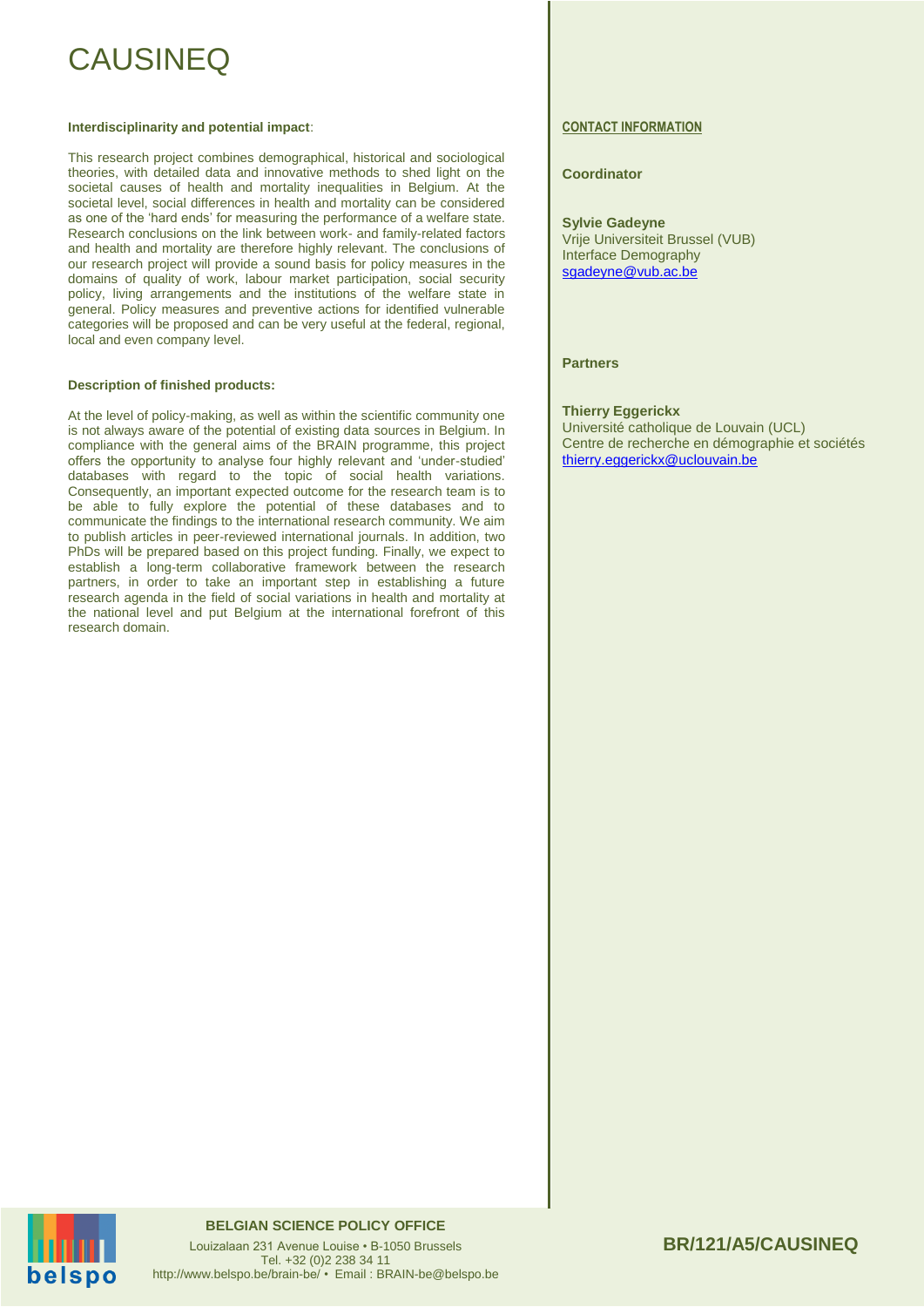# CAUSINEQ

**Interdisciplinarity and potential impact**:

This research project combines demographical, historical and sociological theories, with detailed data and innovative methods to shed light on the societal causes of health and mortality inequalities in Belgium. At the societal level, social differences in health and mortality can be considered as one of the 'hard ends' for measuring the performance of a welfare state. Research conclusions on the link between work- and family-related factors and health and mortality are therefore highly relevant. The conclusions of our research project will provide a sound basis for policy measures in the domains of quality of work, labour market participation, social security policy, living arrangements and the institutions of the welfare state in general. Policy measures and preventive actions for identified vulnerable categories will be proposed and can be very useful at the federal, regional, local and even company level.

**Description of finished products:**

At the level of policy-making, as well as within the scientific community one is not always aware of the potential of existing data sources in Belgium. In compliance with the general aims of the BRAIN programme, this project offers the opportunity to analyse four highly relevant and 'under-studied' databases with regard to the topic of social health variations. Consequently, an important expected outcome for the research team is to be able to fully explore the potential of these databases and to communicate the findings to the international research community. We aim to publish articles in peer-reviewed international journals. In addition, two PhDs will be prepared based on this project funding. Finally, we expect to establish a long-term collaborative framework between the research partners, in order to take an important step in establishing a future research agenda in the field of social variations in health and mortality at the national level and put Belgium at the international forefront of this research domain.

**CONTACT INFORMATION**

**Coordinator**

**Sylvie Gadeyne**
Vrije Universiteit Brussel (VUB)
Interface Demography
sgadeyne@vub.ac.be

**Partners**

**Thierry Eggerickx**
Université catholique de Louvain (UCL)
Centre de recherche en démographie et sociétés
thierry.eggerickx@uclouvain.be

**BELGIAN SCIENCE POLICY OFFICE**
Louizalaan 231 Avenue Louise • B-1050 Brussels
Tel. +32 (0)2 238 34 11
http://www.belspo.be/brain-be/ • Email : BRAIN-be@belspo.be

**BR/121/A5/CAUSINEQ**